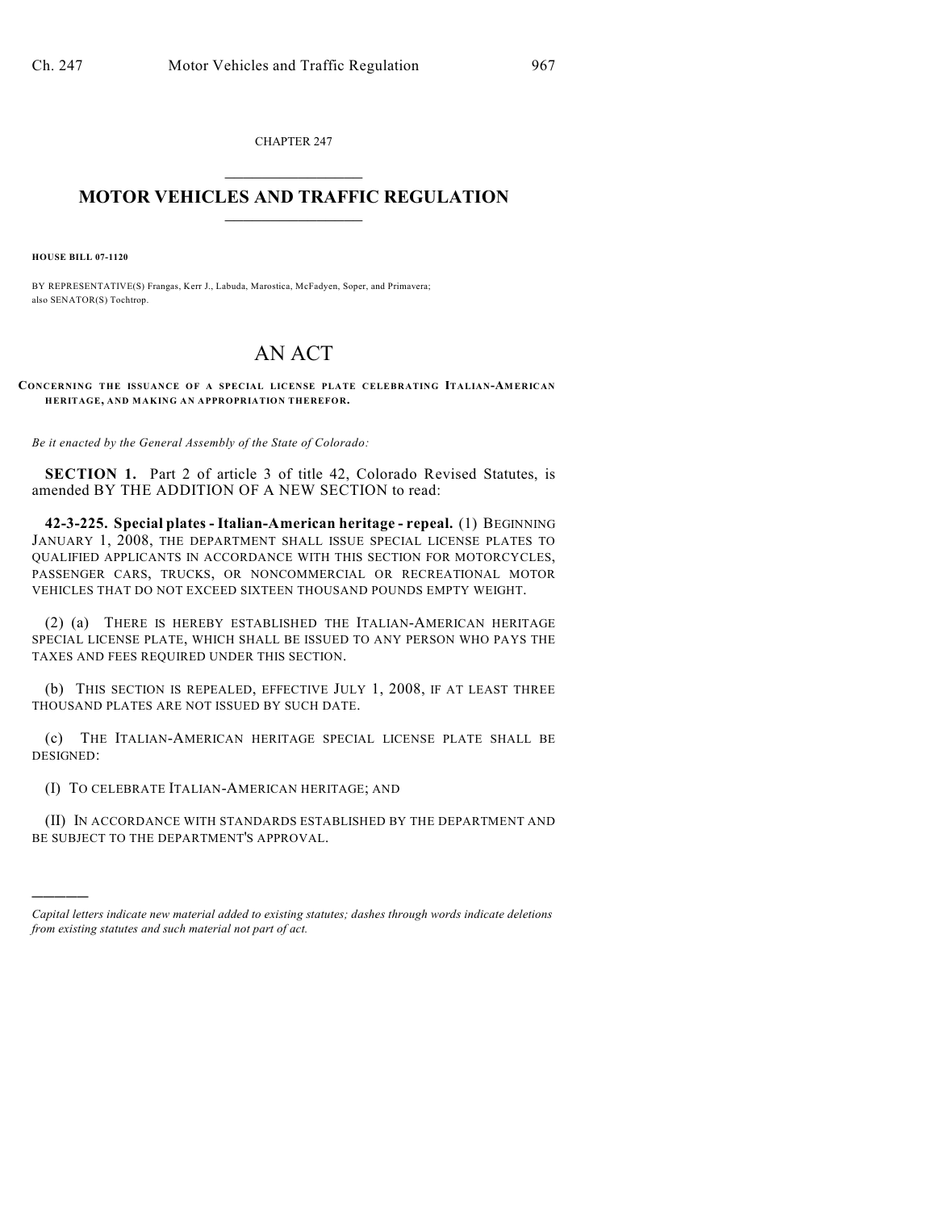CHAPTER 247

# MOTOR VEHICLES AND TRAFFIC REGULATION

**HOUSE BILL 07-1120**

BY REPRESENTATIVE(S) Frangas, Kerr J., Labuda, Marostica, McFadyen, Soper, and Primavera; also SENATOR(S) Tochtrop.

# AN ACT

**CONCERNING THE ISSUANCE OF A SPECIAL LICENSE PLATE CELEBRATING ITALIAN-AMERICAN HERITAGE, AND MAKING AN APPROPRIATION THEREFOR.**

*Be it enacted by the General Assembly of the State of Colorado:*

**SECTION 1.** Part 2 of article 3 of title 42, Colorado Revised Statutes, is amended BY THE ADDITION OF A NEW SECTION to read:

**42-3-225. Special plates - Italian-American heritage - repeal.** (1) BEGINNING JANUARY 1, 2008, THE DEPARTMENT SHALL ISSUE SPECIAL LICENSE PLATES TO QUALIFIED APPLICANTS IN ACCORDANCE WITH THIS SECTION FOR MOTORCYCLES, PASSENGER CARS, TRUCKS, OR NONCOMMERCIAL OR RECREATIONAL MOTOR VEHICLES THAT DO NOT EXCEED SIXTEEN THOUSAND POUNDS EMPTY WEIGHT.

(2) (a) THERE IS HEREBY ESTABLISHED THE ITALIAN-AMERICAN HERITAGE SPECIAL LICENSE PLATE, WHICH SHALL BE ISSUED TO ANY PERSON WHO PAYS THE TAXES AND FEES REQUIRED UNDER THIS SECTION.

(b) THIS SECTION IS REPEALED, EFFECTIVE JULY 1, 2008, IF AT LEAST THREE THOUSAND PLATES ARE NOT ISSUED BY SUCH DATE.

(c) THE ITALIAN-AMERICAN HERITAGE SPECIAL LICENSE PLATE SHALL BE DESIGNED:

(I) TO CELEBRATE ITALIAN-AMERICAN HERITAGE; AND

(II) IN ACCORDANCE WITH STANDARDS ESTABLISHED BY THE DEPARTMENT AND BE SUBJECT TO THE DEPARTMENT'S APPROVAL.

---

*Capital letters indicate new material added to existing statutes; dashes through words indicate deletions from existing statutes and such material not part of act.*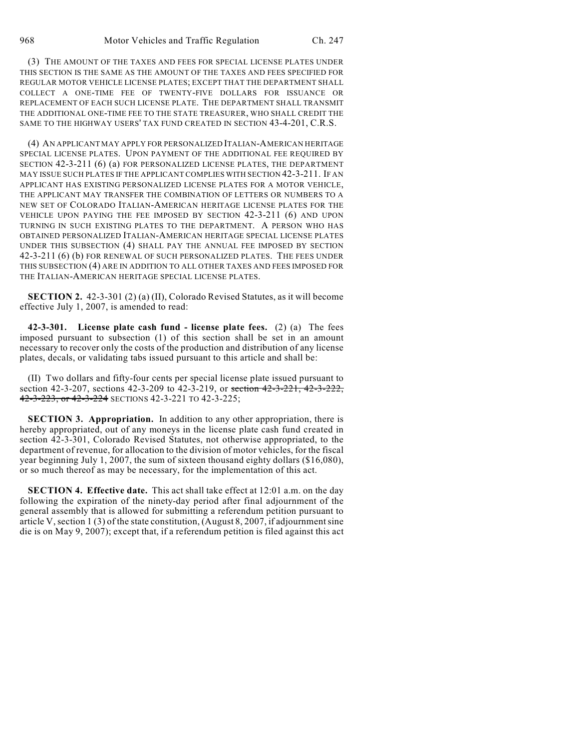(3) THE AMOUNT OF THE TAXES AND FEES FOR SPECIAL LICENSE PLATES UNDER THIS SECTION IS THE SAME AS THE AMOUNT OF THE TAXES AND FEES SPECIFIED FOR REGULAR MOTOR VEHICLE LICENSE PLATES; EXCEPT THAT THE DEPARTMENT SHALL COLLECT A ONE-TIME FEE OF TWENTY-FIVE DOLLARS FOR ISSUANCE OR REPLACEMENT OF EACH SUCH LICENSE PLATE. THE DEPARTMENT SHALL TRANSMIT THE ADDITIONAL ONE-TIME FEE TO THE STATE TREASURER, WHO SHALL CREDIT THE SAME TO THE HIGHWAY USERS' TAX FUND CREATED IN SECTION 43-4-201, C.R.S.

(4) AN APPLICANT MAY APPLY FOR PERSONALIZED ITALIAN-AMERICAN HERITAGE SPECIAL LICENSE PLATES. UPON PAYMENT OF THE ADDITIONAL FEE REQUIRED BY SECTION 42-3-211 (6) (a) FOR PERSONALIZED LICENSE PLATES, THE DEPARTMENT MAY ISSUE SUCH PLATES IF THE APPLICANT COMPLIES WITH SECTION 42-3-211. IF AN APPLICANT HAS EXISTING PERSONALIZED LICENSE PLATES FOR A MOTOR VEHICLE, THE APPLICANT MAY TRANSFER THE COMBINATION OF LETTERS OR NUMBERS TO A NEW SET OF COLORADO ITALIAN-AMERICAN HERITAGE LICENSE PLATES FOR THE VEHICLE UPON PAYING THE FEE IMPOSED BY SECTION 42-3-211 (6) AND UPON TURNING IN SUCH EXISTING PLATES TO THE DEPARTMENT. A PERSON WHO HAS OBTAINED PERSONALIZED ITALIAN-AMERICAN HERITAGE SPECIAL LICENSE PLATES UNDER THIS SUBSECTION (4) SHALL PAY THE ANNUAL FEE IMPOSED BY SECTION 42-3-211 (6) (b) FOR RENEWAL OF SUCH PERSONALIZED PLATES. THE FEES UNDER THIS SUBSECTION (4) ARE IN ADDITION TO ALL OTHER TAXES AND FEES IMPOSED FOR THE ITALIAN-AMERICAN HERITAGE SPECIAL LICENSE PLATES.

**SECTION 2.** 42-3-301 (2) (a) (II), Colorado Revised Statutes, as it will become effective July 1, 2007, is amended to read:

**42-3-301. License plate cash fund - license plate fees.** (2) (a) The fees imposed pursuant to subsection (1) of this section shall be set in an amount necessary to recover only the costs of the production and distribution of any license plates, decals, or validating tabs issued pursuant to this article and shall be:

(II) Two dollars and fifty-four cents per special license plate issued pursuant to section 42-3-207, sections 42-3-209 to 42-3-219, or ~~section 42-3-221, 42-3-222, 42-3-223, or 42-3-224~~ SECTIONS 42-3-221 TO 42-3-225;

**SECTION 3. Appropriation.** In addition to any other appropriation, there is hereby appropriated, out of any moneys in the license plate cash fund created in section 42-3-301, Colorado Revised Statutes, not otherwise appropriated, to the department of revenue, for allocation to the division of motor vehicles, for the fiscal year beginning July 1, 2007, the sum of sixteen thousand eighty dollars ($16,080), or so much thereof as may be necessary, for the implementation of this act.

**SECTION 4. Effective date.** This act shall take effect at 12:01 a.m. on the day following the expiration of the ninety-day period after final adjournment of the general assembly that is allowed for submitting a referendum petition pursuant to article V, section 1 (3) of the state constitution, (August 8, 2007, if adjournment sine die is on May 9, 2007); except that, if a referendum petition is filed against this act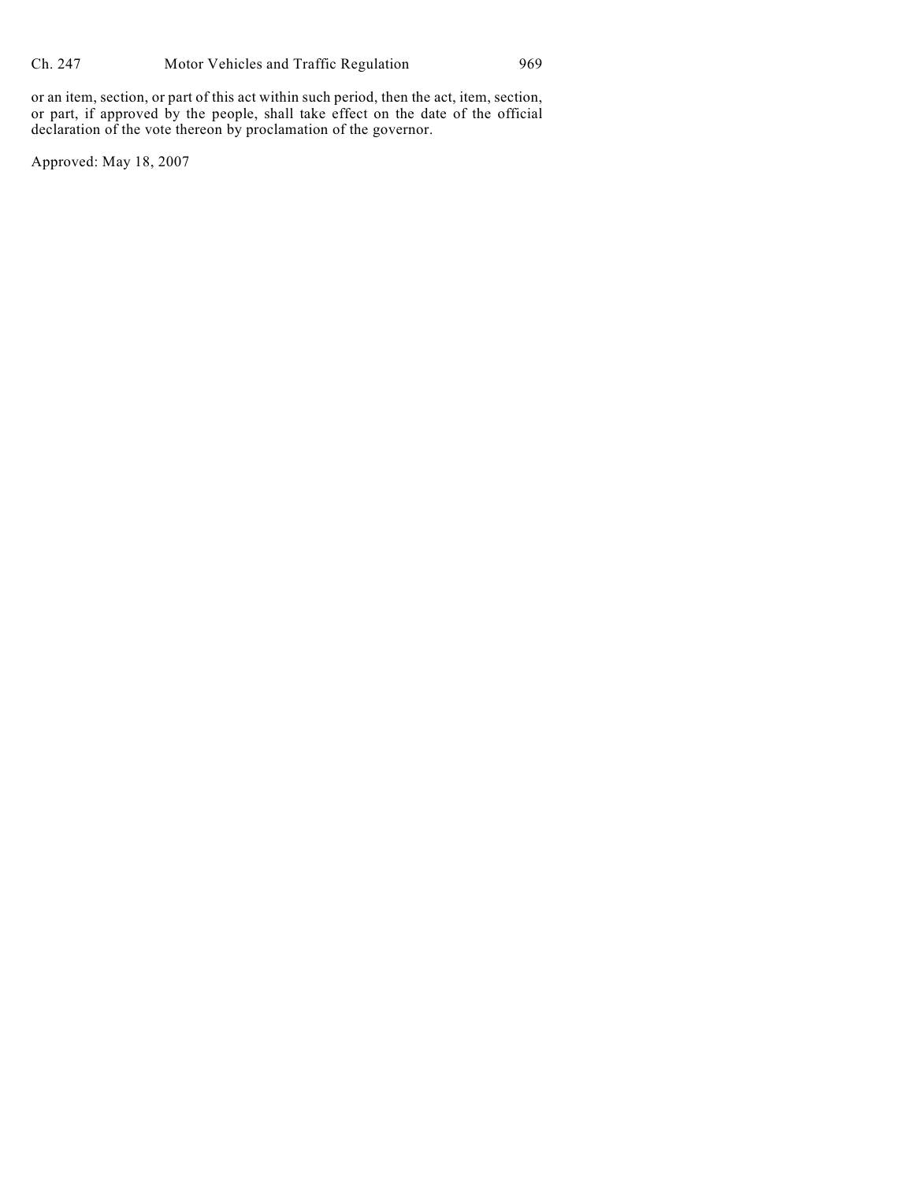or an item, section, or part of this act within such period, then the act, item, section, or part, if approved by the people, shall take effect on the date of the official declaration of the vote thereon by proclamation of the governor.

Approved: May 18, 2007